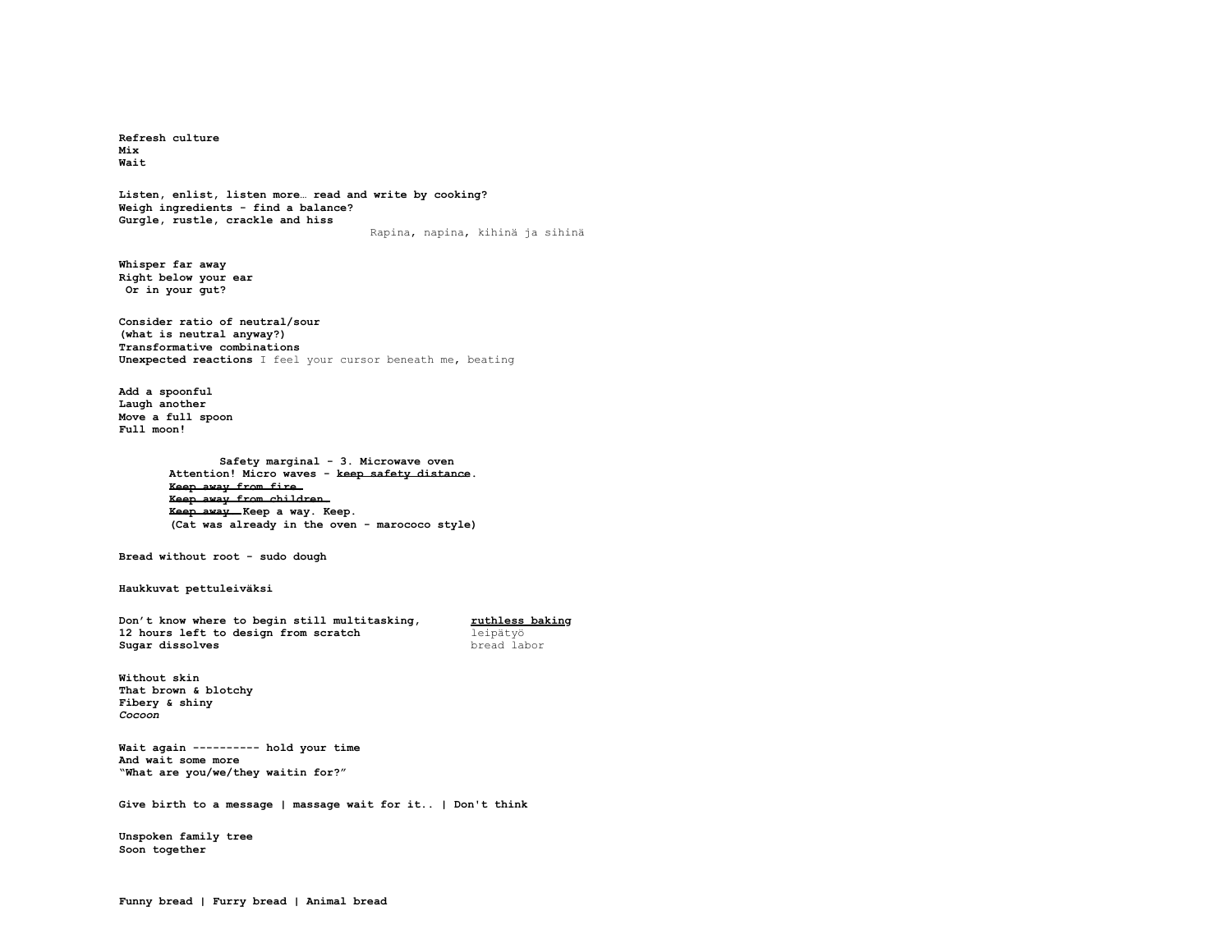**Refresh culture**
**Mix**
**Wait**

**Listen, enlist, listen more… read and write by cooking?**
**Weigh ingredients - find a balance?**
**Gurgle, rustle, crackle and hiss**
Rapina, napina, kihinä ja sihinä

**Whisper far away**
**Right below your ear**
**Or in your gut?**

**Consider ratio of neutral/sour**
**(what is neutral anyway?)**
**Transformative combinations**
**Unexpected reactions** I feel your cursor beneath me, beating

**Add a spoonful**
**Laugh another**
**Move a full spoon**
**Full moon!**

**Safety marginal - 3. Microwave oven**
**Attention! Micro waves - ~~keep safety distance~~.**
**~~Keep away from fire~~**
**~~Keep away from children~~**
**~~Keep away~~ Keep a way. Keep.**
**(Cat was already in the oven - marococo style)**

**Bread without root - sudo dough**

**Haukkuvat pettuleiväksi**

**Don't know where to begin still multitasking,**
**12 hours left to design from scratch**
**Sugar dissolves**

**ruthless baking**
leipätyö
bread labor

**Without skin**
**That brown & blotchy**
**Fibery & shiny**
***Cocoon***

**Wait again ---------- hold your time**
**And wait some more**
**"What are you/we/they waitin for?"**

**Give birth to a message | massage wait for it.. | Don't think**

**Unspoken family tree**
**Soon together**

**Funny bread | Furry bread | Animal bread**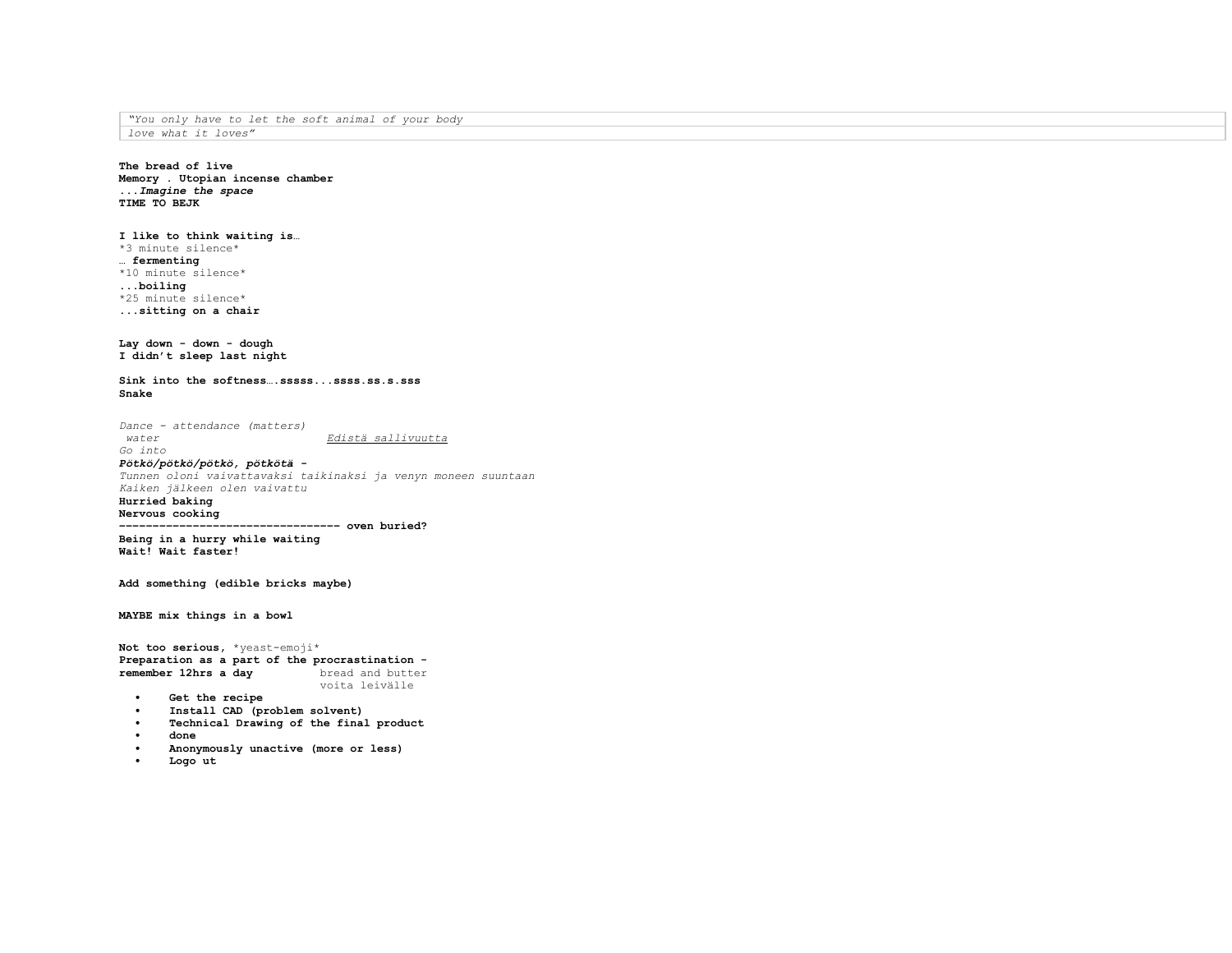| |
|---|
| *"You only have to let the soft animal of your body* |
| *love what it loves"* |

**The bread of live**
**Memory . Utopian incense chamber**
**...*Imagine the space***
**TIME TO BEJK**

**I like to think waiting is…**
*3 minute silence*
**… fermenting**
*10 minute silence*
**...boiling**
*25 minute silence*
**...sitting on a chair**

**Lay down - down - dough**
**I didn't sleep last night**

**Sink into the softness….sssss...ssss.ss.s.sss**
**Snake**

*Dance - attendance (matters)*
*water* <u>*Edistä sallivuutta*</u>
*Go into*
***Pötkö/pötkö/pötkö, pötkötä*** **-**
*Tunnen oloni vaivattavaksi taikinaksi ja venyn moneen suuntaan*
*Kaiken jälkeen olen vaivattu*
**Hurried baking**
**Nervous cooking**
**---------------------------------- oven buried?**
**Being in a hurry while waiting**
**Wait! Wait faster!**

**Add something (edible bricks maybe)**

**MAYBE mix things in a bowl**

**Not too serious,** *yeast-emoji*
**Preparation as a part of the procrastination -**
**remember 12hrs a day** bread and butter
voita leivälle

- **Get the recipe**
- **Install CAD (problem solvent)**
- **Technical Drawing of the final product**
- **done**
- **Anonymously unactive (more or less)**
- **Logo ut**